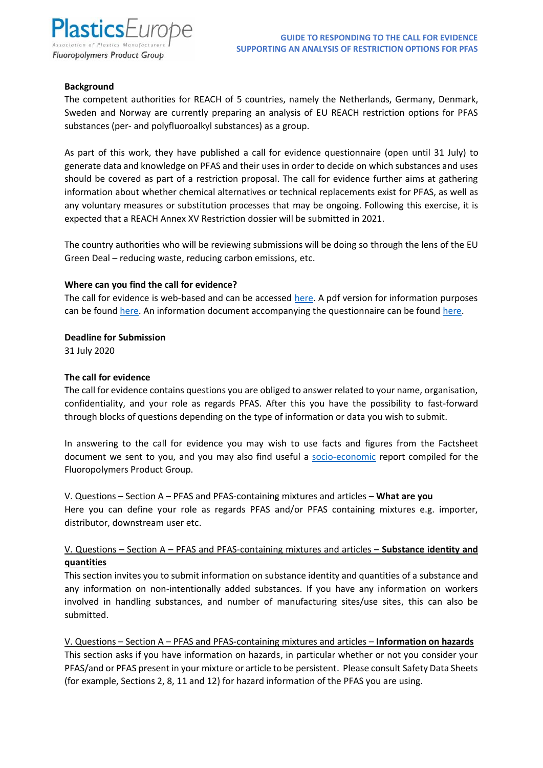PlasticsEurope
Association of Plastics Manufacturers
Fluoropolymers Product Group

**GUIDE TO RESPONDING TO THE CALL FOR EVIDENCE**
**SUPPORTING AN ANALYSIS OF RESTRICTION OPTIONS FOR PFAS**

**Background**

The competent authorities for REACH of 5 countries, namely the Netherlands, Germany, Denmark, Sweden and Norway are currently preparing an analysis of EU REACH restriction options for PFAS substances (per- and polyfluoroalkyl substances) as a group.

As part of this work, they have published a call for evidence questionnaire (open until 31 July) to generate data and knowledge on PFAS and their uses in order to decide on which substances and uses should be covered as part of a restriction proposal. The call for evidence further aims at gathering information about whether chemical alternatives or technical replacements exist for PFAS, as well as any voluntary measures or substitution processes that may be ongoing. Following this exercise, it is expected that a REACH Annex XV Restriction dossier will be submitted in 2021.

The country authorities who will be reviewing submissions will be doing so through the lens of the EU Green Deal – reducing waste, reducing carbon emissions, etc.

**Where can you find the call for evidence?**

The call for evidence is web-based and can be accessed here. A pdf version for information purposes can be found here. An information document accompanying the questionnaire can be found here.

**Deadline for Submission**

31 July 2020

**The call for evidence**

The call for evidence contains questions you are obliged to answer related to your name, organisation, confidentiality, and your role as regards PFAS. After this you have the possibility to fast-forward through blocks of questions depending on the type of information or data you wish to submit.

In answering to the call for evidence you may wish to use facts and figures from the Factsheet document we sent to you, and you may also find useful a socio-economic report compiled for the Fluoropolymers Product Group.

V. Questions – Section A – PFAS and PFAS-containing mixtures and articles – **What are you**

Here you can define your role as regards PFAS and/or PFAS containing mixtures e.g. importer, distributor, downstream user etc.

V. Questions – Section A – PFAS and PFAS-containing mixtures and articles – **Substance identity and quantities**

This section invites you to submit information on substance identity and quantities of a substance and any information on non-intentionally added substances. If you have any information on workers involved in handling substances, and number of manufacturing sites/use sites, this can also be submitted.

V. Questions – Section A – PFAS and PFAS-containing mixtures and articles – **Information on hazards**

This section asks if you have information on hazards, in particular whether or not you consider your PFAS/and or PFAS present in your mixture or article to be persistent. Please consult Safety Data Sheets (for example, Sections 2, 8, 11 and 12) for hazard information of the PFAS you are using.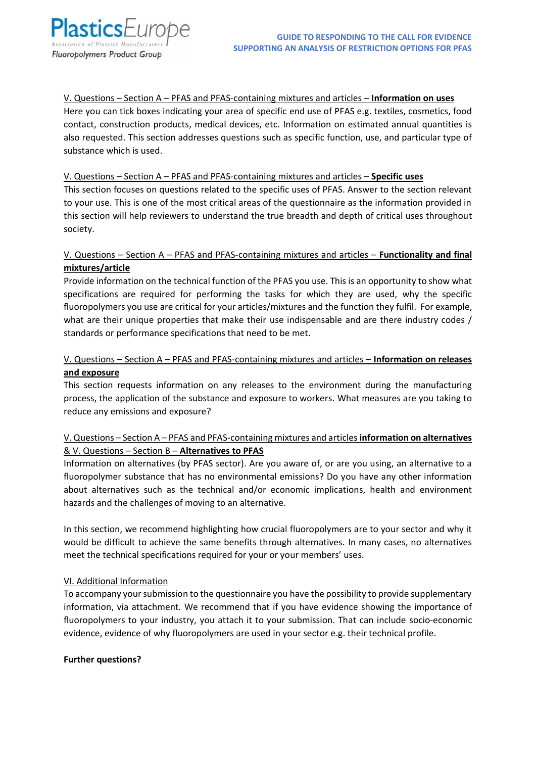V. Questions – Section A – PFAS and PFAS-containing mixtures and articles – **Information on uses**

Here you can tick boxes indicating your area of specific end use of PFAS e.g. textiles, cosmetics, food contact, construction products, medical devices, etc. Information on estimated annual quantities is also requested. This section addresses questions such as specific function, use, and particular type of substance which is used.

V. Questions – Section A – PFAS and PFAS-containing mixtures and articles – **Specific uses**

This section focuses on questions related to the specific uses of PFAS. Answer to the section relevant to your use. This is one of the most critical areas of the questionnaire as the information provided in this section will help reviewers to understand the true breadth and depth of critical uses throughout society.

V. Questions – Section A – PFAS and PFAS-containing mixtures and articles – **Functionality and final mixtures/article**

Provide information on the technical function of the PFAS you use. This is an opportunity to show what specifications are required for performing the tasks for which they are used, why the specific fluoropolymers you use are critical for your articles/mixtures and the function they fulfil. For example, what are their unique properties that make their use indispensable and are there industry codes / standards or performance specifications that need to be met.

V. Questions – Section A – PFAS and PFAS-containing mixtures and articles – **Information on releases and exposure**

This section requests information on any releases to the environment during the manufacturing process, the application of the substance and exposure to workers. What measures are you taking to reduce any emissions and exposure?

V. Questions – Section A – PFAS and PFAS-containing mixtures and articles **information on alternatives** & V. Questions – Section B – **Alternatives to PFAS**

Information on alternatives (by PFAS sector). Are you aware of, or are you using, an alternative to a fluoropolymer substance that has no environmental emissions? Do you have any other information about alternatives such as the technical and/or economic implications, health and environment hazards and the challenges of moving to an alternative.

In this section, we recommend highlighting how crucial fluoropolymers are to your sector and why it would be difficult to achieve the same benefits through alternatives. In many cases, no alternatives meet the technical specifications required for your or your members' uses.

VI. Additional Information

To accompany your submission to the questionnaire you have the possibility to provide supplementary information, via attachment. We recommend that if you have evidence showing the importance of fluoropolymers to your industry, you attach it to your submission. That can include socio-economic evidence, evidence of why fluoropolymers are used in your sector e.g. their technical profile.

**Further questions?**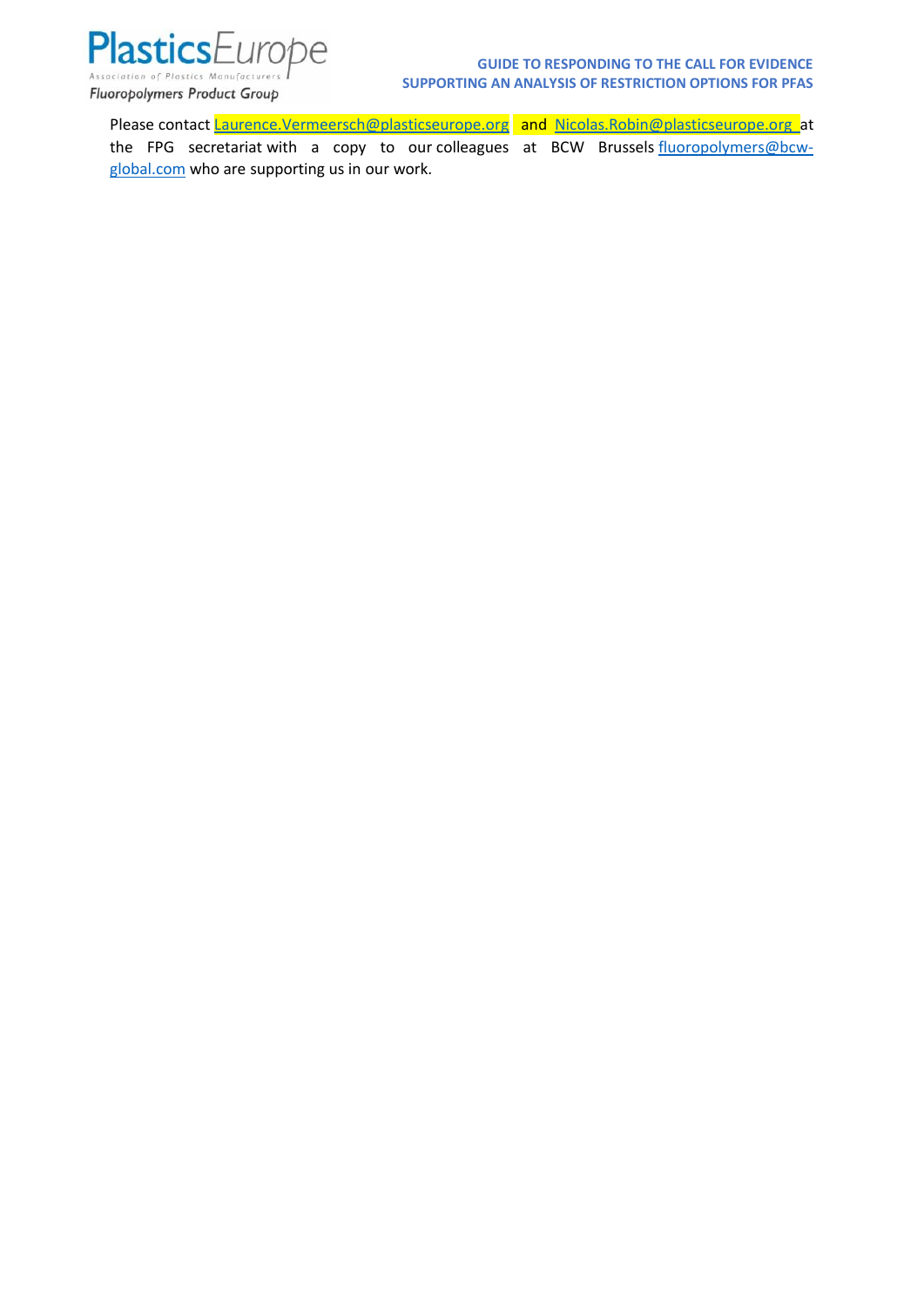Please contact Laurence.Vermeersch@plasticseurope.org and Nicolas.Robin@plasticseurope.org at the FPG secretariat with a copy to our colleagues at BCW Brussels fluoropolymers@bcw-global.com who are supporting us in our work.